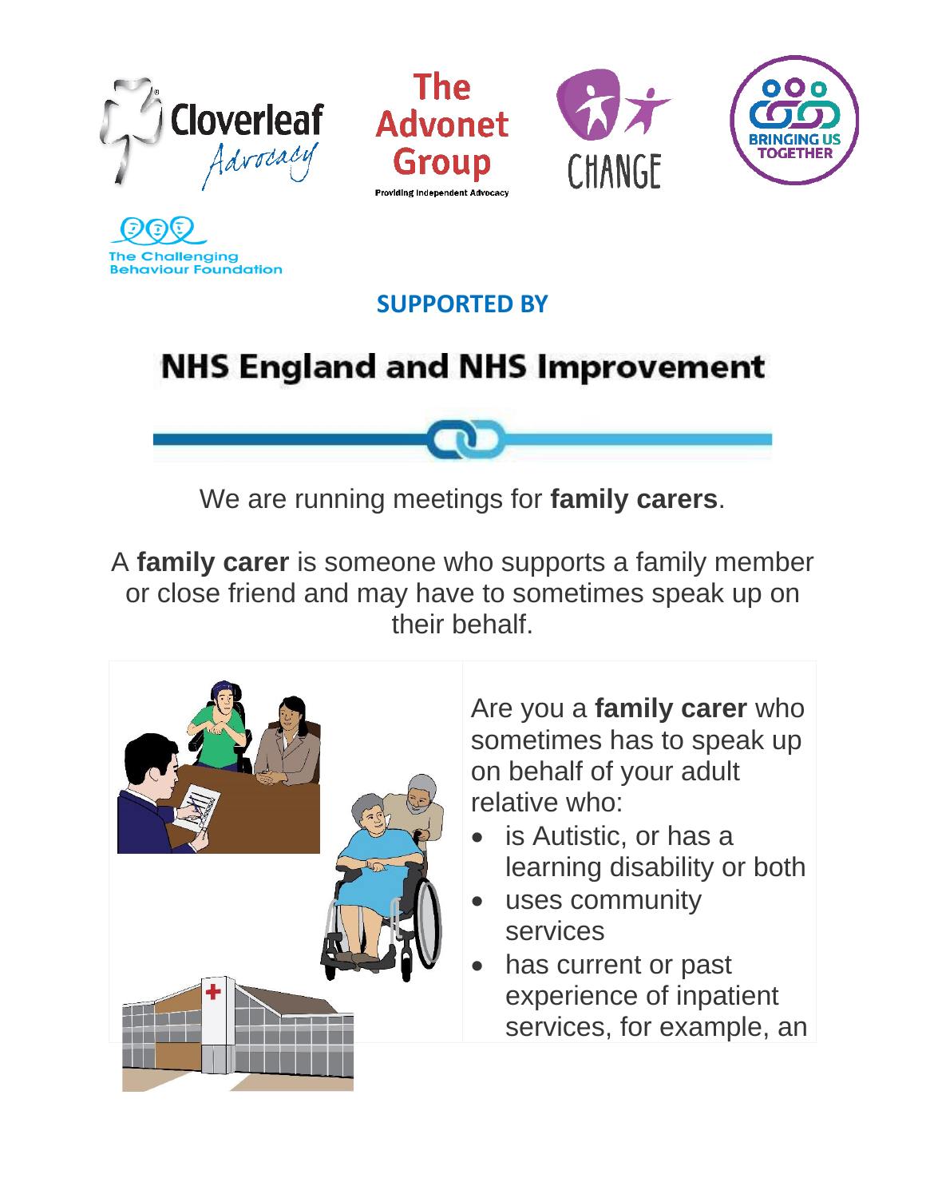Cloverleaf Advocacy

The Advonet Group
Providing Independent Advocacy

CHANGE

BRINGING US TOGETHER

The Challenging Behaviour Foundation

**SUPPORTED BY**

## NHS England and NHS Improvement

We are running meetings for **family carers**.

A **family carer** is someone who supports a family member or close friend and may have to sometimes speak up on their behalf.

Are you a **family carer** who sometimes has to speak up on behalf of your adult relative who:

- is Autistic, or has a learning disability or both
- uses community services
- has current or past experience of inpatient services, for example, an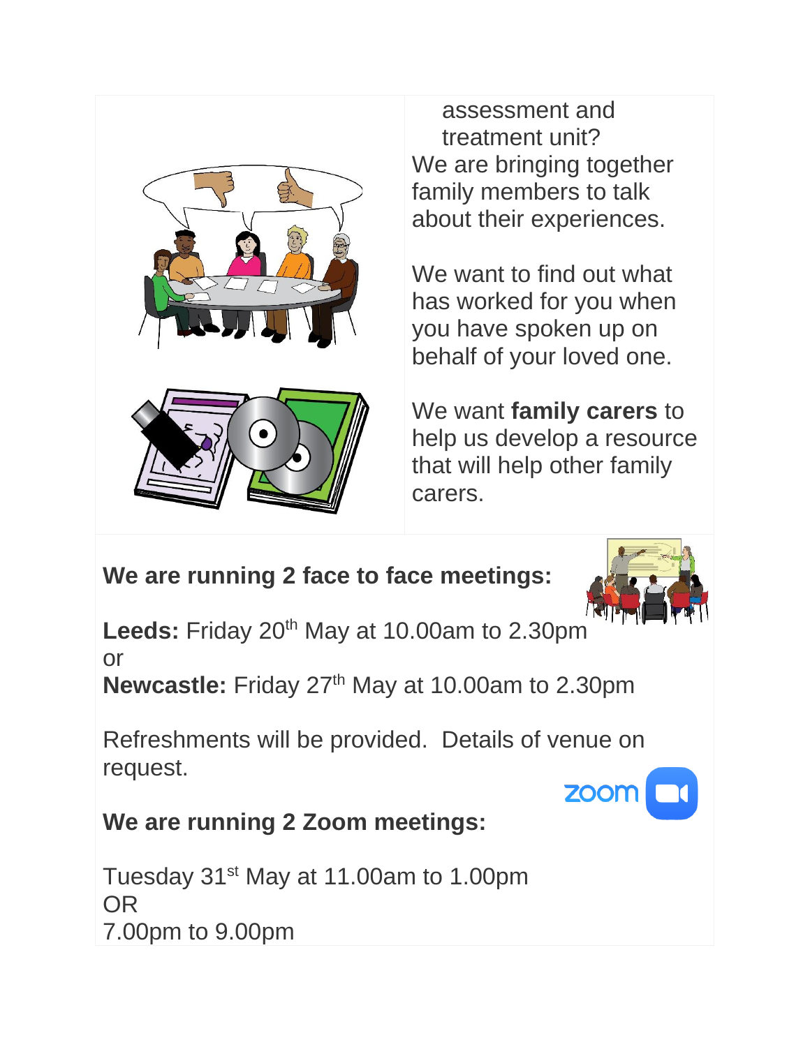assessment and treatment unit?

We are bringing together family members to talk about their experiences.

We want to find out what has worked for you when you have spoken up on behalf of your loved one.

We want **family carers** to help us develop a resource that will help other family carers.

**We are running 2 face to face meetings:**

**Leeds:** Friday 20th May at 10.00am to 2.30pm

or

**Newcastle:** Friday 27th May at 10.00am to 2.30pm

Refreshments will be provided. Details of venue on request.

**We are running 2 Zoom meetings:**

Tuesday 31st May at 11.00am to 1.00pm

OR

7.00pm to 9.00pm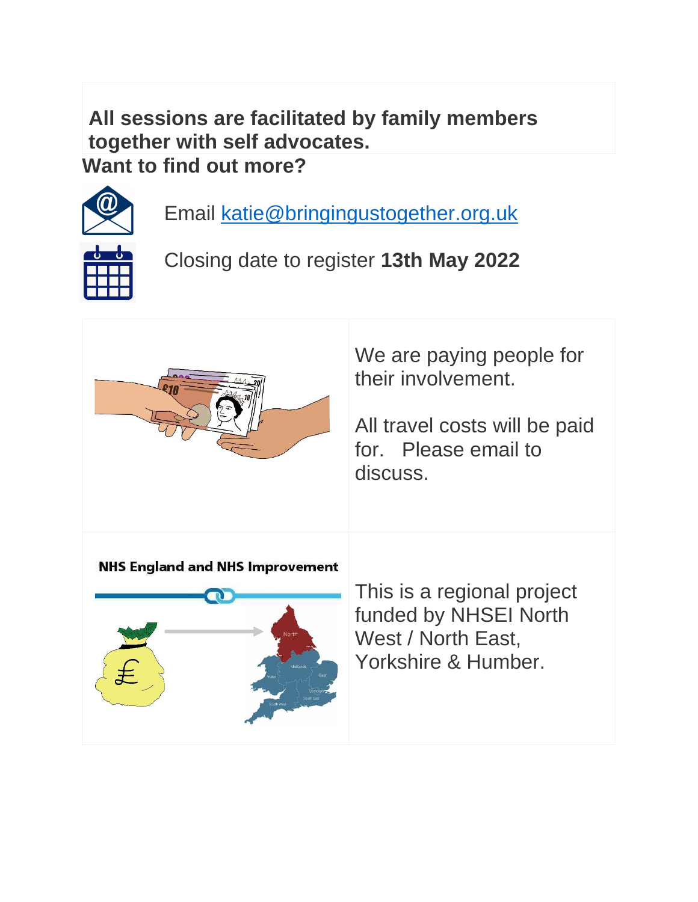**All sessions are facilitated by family members together with self advocates.**

**Want to find out more?**

Email katie@bringingustogether.org.uk

Closing date to register **13th May 2022**

We are paying people for their involvement.

All travel costs will be paid for. Please email to discuss.

This is a regional project funded by NHSEI North West / North East, Yorkshire & Humber.